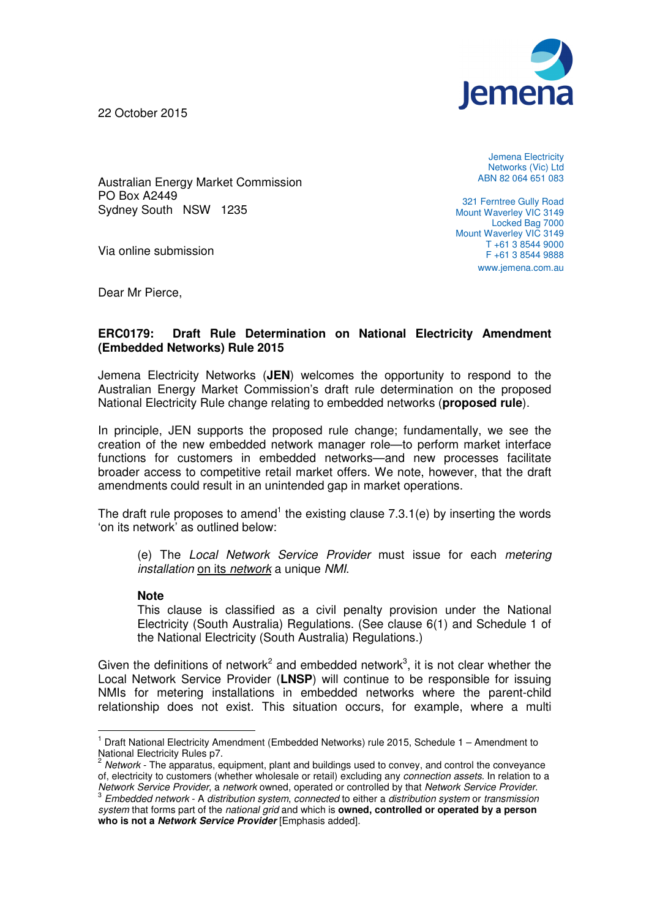22 October 2015

Jemena Electricity Networks (Vic) Ltd
ABN 82 064 651 083

321 Ferntree Gully Road
Mount Waverley VIC 3149
Locked Bag 7000
Mount Waverley VIC 3149
T +61 3 8544 9000
F +61 3 8544 9888
www.jemena.com.au

Australian Energy Market Commission
PO Box A2449
Sydney South NSW 1235

Via online submission

Dear Mr Pierce,

**ERC0179: Draft Rule Determination on National Electricity Amendment (Embedded Networks) Rule 2015**

Jemena Electricity Networks (**JEN**) welcomes the opportunity to respond to the Australian Energy Market Commission's draft rule determination on the proposed National Electricity Rule change relating to embedded networks (**proposed rule**).

In principle, JEN supports the proposed rule change; fundamentally, we see the creation of the new embedded network manager role—to perform market interface functions for customers in embedded networks—and new processes facilitate broader access to competitive retail market offers. We note, however, that the draft amendments could result in an unintended gap in market operations.

The draft rule proposes to amend[1] the existing clause 7.3.1(e) by inserting the words 'on its network' as outlined below:

> (e) The *Local Network Service Provider* must issue for each *metering installation* <u>on its *network*</u> a unique *NMI*.
>
> **Note**
> This clause is classified as a civil penalty provision under the National Electricity (South Australia) Regulations. (See clause 6(1) and Schedule 1 of the National Electricity (South Australia) Regulations.)

Given the definitions of network[2] and embedded network[3], it is not clear whether the Local Network Service Provider (**LNSP**) will continue to be responsible for issuing NMIs for metering installations in embedded networks where the parent-child relationship does not exist. This situation occurs, for example, where a multi

---

[1] Draft National Electricity Amendment (Embedded Networks) rule 2015, Schedule 1 – Amendment to National Electricity Rules p7.

[2] *Network* - The apparatus, equipment, plant and buildings used to convey, and control the conveyance of, electricity to customers (whether wholesale or retail) excluding any *connection assets*. In relation to a *Network Service Provider*, a *network* owned, operated or controlled by that *Network Service Provider*.

[3] *Embedded network* - A *distribution system*, *connected* to either a *distribution system* or *transmission system* that forms part of the *national grid* and which is **owned, controlled or operated by a person who is not a *Network Service Provider*** [Emphasis added].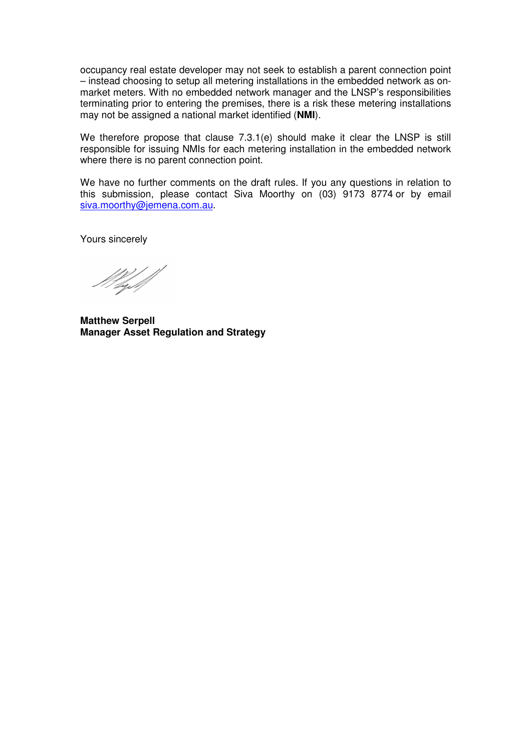occupancy real estate developer may not seek to establish a parent connection point – instead choosing to setup all metering installations in the embedded network as on-market meters. With no embedded network manager and the LNSP's responsibilities terminating prior to entering the premises, there is a risk these metering installations may not be assigned a national market identified (**NMI**).

We therefore propose that clause 7.3.1(e) should make it clear the LNSP is still responsible for issuing NMIs for each metering installation in the embedded network where there is no parent connection point.

We have no further comments on the draft rules. If you any questions in relation to this submission, please contact Siva Moorthy on (03) 9173 8774 or by email siva.moorthy@jemena.com.au.

Yours sincerely

**Matthew Serpell**
**Manager Asset Regulation and Strategy**